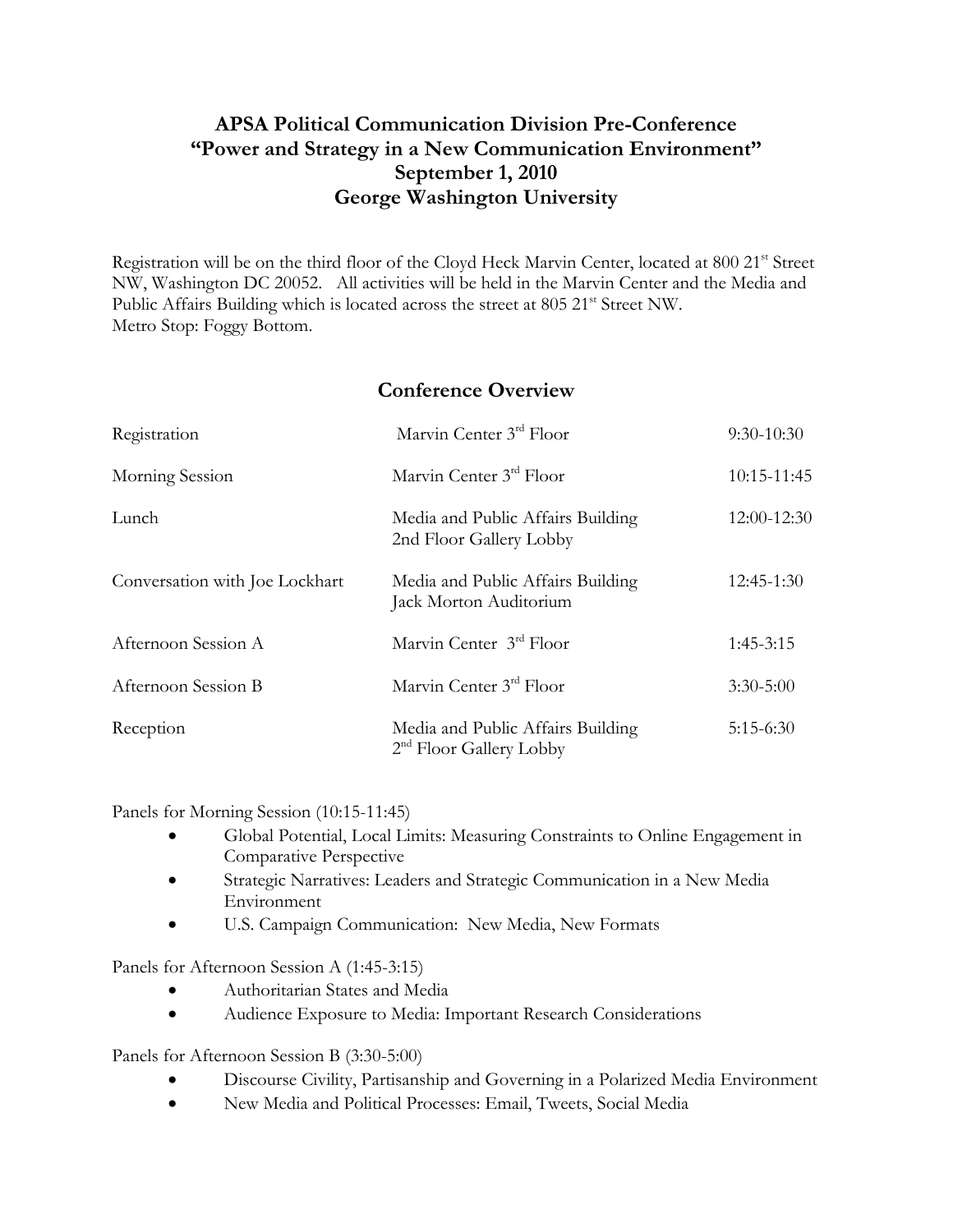# APSA Political Communication Division Pre-Conference
# "Power and Strategy in a New Communication Environment"
# September 1, 2010
# George Washington University

Registration will be on the third floor of the Cloyd Heck Marvin Center, located at 800 21st Street NW, Washington DC 20052. All activities will be held in the Marvin Center and the Media and Public Affairs Building which is located across the street at 805 21st Street NW.
Metro Stop: Foggy Bottom.

## Conference Overview

| | | |
|---|---|---|
| Registration | Marvin Center 3rd Floor | 9:30-10:30 |
| Morning Session | Marvin Center 3rd Floor | 10:15-11:45 |
| Lunch | Media and Public Affairs Building 2nd Floor Gallery Lobby | 12:00-12:30 |
| Conversation with Joe Lockhart | Media and Public Affairs Building Jack Morton Auditorium | 12:45-1:30 |
| Afternoon Session A | Marvin Center 3rd Floor | 1:45-3:15 |
| Afternoon Session B | Marvin Center 3rd Floor | 3:30-5:00 |
| Reception | Media and Public Affairs Building 2nd Floor Gallery Lobby | 5:15-6:30 |

Panels for Morning Session (10:15-11:45)

- Global Potential, Local Limits: Measuring Constraints to Online Engagement in Comparative Perspective
- Strategic Narratives: Leaders and Strategic Communication in a New Media Environment
- U.S. Campaign Communication: New Media, New Formats

Panels for Afternoon Session A (1:45-3:15)

- Authoritarian States and Media
- Audience Exposure to Media: Important Research Considerations

Panels for Afternoon Session B (3:30-5:00)

- Discourse Civility, Partisanship and Governing in a Polarized Media Environment
- New Media and Political Processes: Email, Tweets, Social Media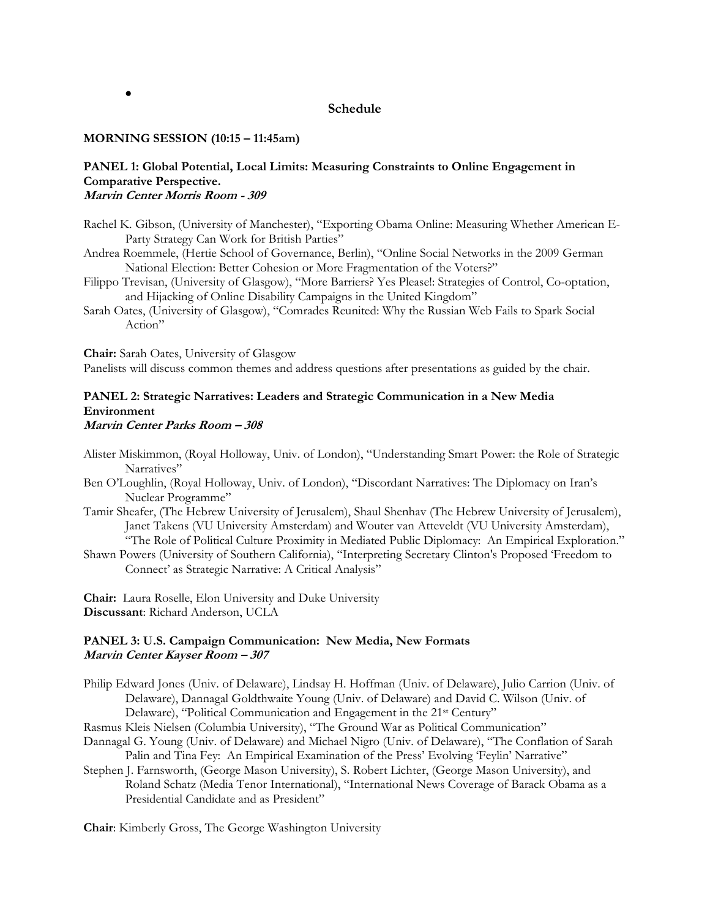•

## Schedule

**MORNING SESSION (10:15 – 11:45am)**

### PANEL 1: Global Potential, Local Limits: Measuring Constraints to Online Engagement in Comparative Perspective.

***Marvin Center Morris Room - 309***

Rachel K. Gibson, (University of Manchester), "Exporting Obama Online: Measuring Whether American E-Party Strategy Can Work for British Parties"
Andrea Roemmele, (Hertie School of Governance, Berlin), "Online Social Networks in the 2009 German National Election: Better Cohesion or More Fragmentation of the Voters?"
Filippo Trevisan, (University of Glasgow), "More Barriers? Yes Please!: Strategies of Control, Co-optation, and Hijacking of Online Disability Campaigns in the United Kingdom"
Sarah Oates, (University of Glasgow), "Comrades Reunited: Why the Russian Web Fails to Spark Social Action"

**Chair:** Sarah Oates, University of Glasgow
Panelists will discuss common themes and address questions after presentations as guided by the chair.

### PANEL 2: Strategic Narratives: Leaders and Strategic Communication in a New Media Environment

***Marvin Center Parks Room – 308***

Alister Miskimmon, (Royal Holloway, Univ. of London), "Understanding Smart Power: the Role of Strategic Narratives"
Ben O'Loughlin, (Royal Holloway, Univ. of London), "Discordant Narratives: The Diplomacy on Iran's Nuclear Programme"
Tamir Sheafer, (The Hebrew University of Jerusalem), Shaul Shenhav (The Hebrew University of Jerusalem), Janet Takens (VU University Amsterdam) and Wouter van Atteveldt (VU University Amsterdam), "The Role of Political Culture Proximity in Mediated Public Diplomacy: An Empirical Exploration."
Shawn Powers (University of Southern California), "Interpreting Secretary Clinton's Proposed 'Freedom to Connect' as Strategic Narrative: A Critical Analysis"

**Chair:** Laura Roselle, Elon University and Duke University
**Discussant**: Richard Anderson, UCLA

### PANEL 3: U.S. Campaign Communication: New Media, New Formats

***Marvin Center Kayser Room – 307***

Philip Edward Jones (Univ. of Delaware), Lindsay H. Hoffman (Univ. of Delaware), Julio Carrion (Univ. of Delaware), Dannagal Goldthwaite Young (Univ. of Delaware) and David C. Wilson (Univ. of Delaware), "Political Communication and Engagement in the 21st Century"
Rasmus Kleis Nielsen (Columbia University), "The Ground War as Political Communication"
Dannagal G. Young (Univ. of Delaware) and Michael Nigro (Univ. of Delaware), "The Conflation of Sarah Palin and Tina Fey: An Empirical Examination of the Press' Evolving 'Feylin' Narrative"
Stephen J. Farnsworth, (George Mason University), S. Robert Lichter, (George Mason University), and Roland Schatz (Media Tenor International), "International News Coverage of Barack Obama as a Presidential Candidate and as President"

**Chair**: Kimberly Gross, The George Washington University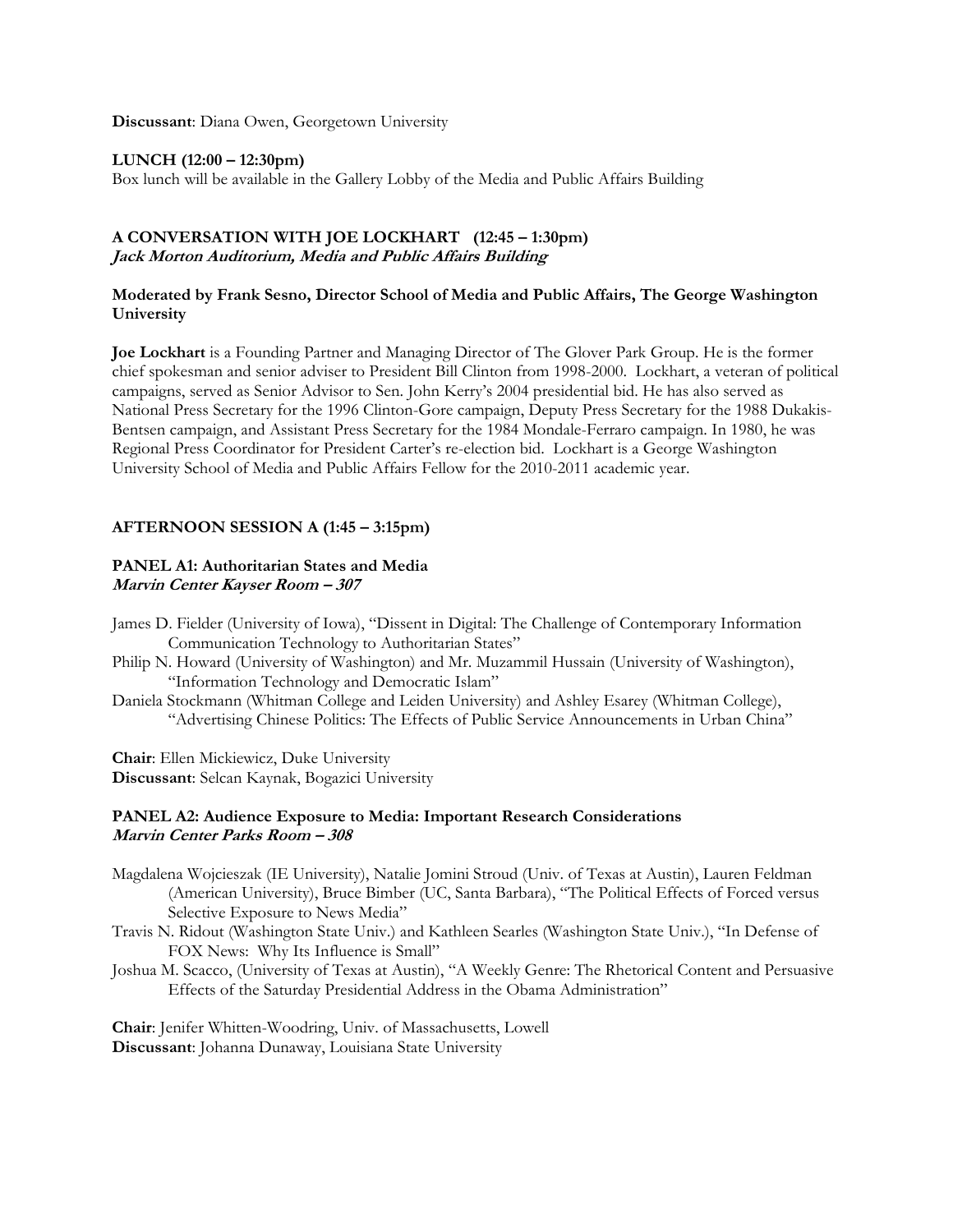**Discussant**: Diana Owen, Georgetown University

**LUNCH (12:00 – 12:30pm)**
Box lunch will be available in the Gallery Lobby of the Media and Public Affairs Building

## A CONVERSATION WITH JOE LOCKHART (12:45 – 1:30pm)
***Jack Morton Auditorium, Media and Public Affairs Building***

**Moderated by Frank Sesno, Director School of Media and Public Affairs, The George Washington University**

**Joe Lockhart** is a Founding Partner and Managing Director of The Glover Park Group. He is the former chief spokesman and senior adviser to President Bill Clinton from 1998-2000. Lockhart, a veteran of political campaigns, served as Senior Advisor to Sen. John Kerry's 2004 presidential bid. He has also served as National Press Secretary for the 1996 Clinton-Gore campaign, Deputy Press Secretary for the 1988 Dukakis-Bentsen campaign, and Assistant Press Secretary for the 1984 Mondale-Ferraro campaign. In 1980, he was Regional Press Coordinator for President Carter's re-election bid. Lockhart is a George Washington University School of Media and Public Affairs Fellow for the 2010-2011 academic year.

## AFTERNOON SESSION A (1:45 – 3:15pm)

### PANEL A1: Authoritarian States and Media
***Marvin Center Kayser Room – 307***

James D. Fielder (University of Iowa), "Dissent in Digital: The Challenge of Contemporary Information Communication Technology to Authoritarian States"

Philip N. Howard (University of Washington) and Mr. Muzammil Hussain (University of Washington), "Information Technology and Democratic Islam"

Daniela Stockmann (Whitman College and Leiden University) and Ashley Esarey (Whitman College), "Advertising Chinese Politics: The Effects of Public Service Announcements in Urban China"

**Chair**: Ellen Mickiewicz, Duke University
**Discussant**: Selcan Kaynak, Bogazici University

### PANEL A2: Audience Exposure to Media: Important Research Considerations
***Marvin Center Parks Room – 308***

Magdalena Wojcieszak (IE University), Natalie Jomini Stroud (Univ. of Texas at Austin), Lauren Feldman (American University), Bruce Bimber (UC, Santa Barbara), "The Political Effects of Forced versus Selective Exposure to News Media"

Travis N. Ridout (Washington State Univ.) and Kathleen Searles (Washington State Univ.), "In Defense of FOX News: Why Its Influence is Small"

Joshua M. Scacco, (University of Texas at Austin), "A Weekly Genre: The Rhetorical Content and Persuasive Effects of the Saturday Presidential Address in the Obama Administration"

**Chair**: Jenifer Whitten-Woodring, Univ. of Massachusetts, Lowell
**Discussant**: Johanna Dunaway, Louisiana State University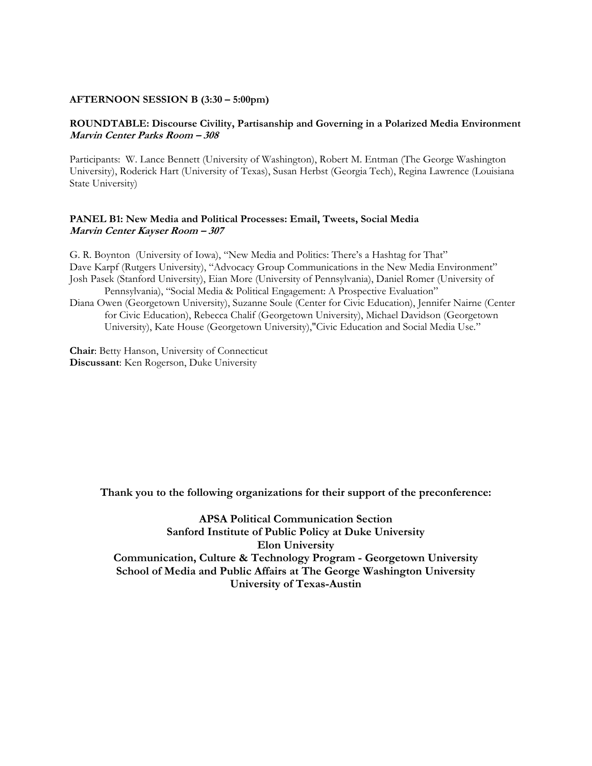**AFTERNOON SESSION B (3:30 – 5:00pm)**

**ROUNDTABLE: Discourse Civility, Partisanship and Governing in a Polarized Media Environment**
***Marvin Center Parks Room – 308***

Participants: W. Lance Bennett (University of Washington), Robert M. Entman (The George Washington University), Roderick Hart (University of Texas), Susan Herbst (Georgia Tech), Regina Lawrence (Louisiana State University)

**PANEL B1: New Media and Political Processes: Email, Tweets, Social Media**
***Marvin Center Kayser Room – 307***

G. R. Boynton (University of Iowa), "New Media and Politics: There's a Hashtag for That"
Dave Karpf (Rutgers University), "Advocacy Group Communications in the New Media Environment"
Josh Pasek (Stanford University), Eian More (University of Pennsylvania), Daniel Romer (University of Pennsylvania), "Social Media & Political Engagement: A Prospective Evaluation"
Diana Owen (Georgetown University), Suzanne Soule (Center for Civic Education), Jennifer Nairne (Center for Civic Education), Rebecca Chalif (Georgetown University), Michael Davidson (Georgetown University), Kate House (Georgetown University),"Civic Education and Social Media Use."

**Chair**: Betty Hanson, University of Connecticut
**Discussant**: Ken Rogerson, Duke University

**Thank you to the following organizations for their support of the preconference:**

**APSA Political Communication Section**
**Sanford Institute of Public Policy at Duke University**
**Elon University**
**Communication, Culture & Technology Program - Georgetown University**
**School of Media and Public Affairs at The George Washington University**
**University of Texas-Austin**